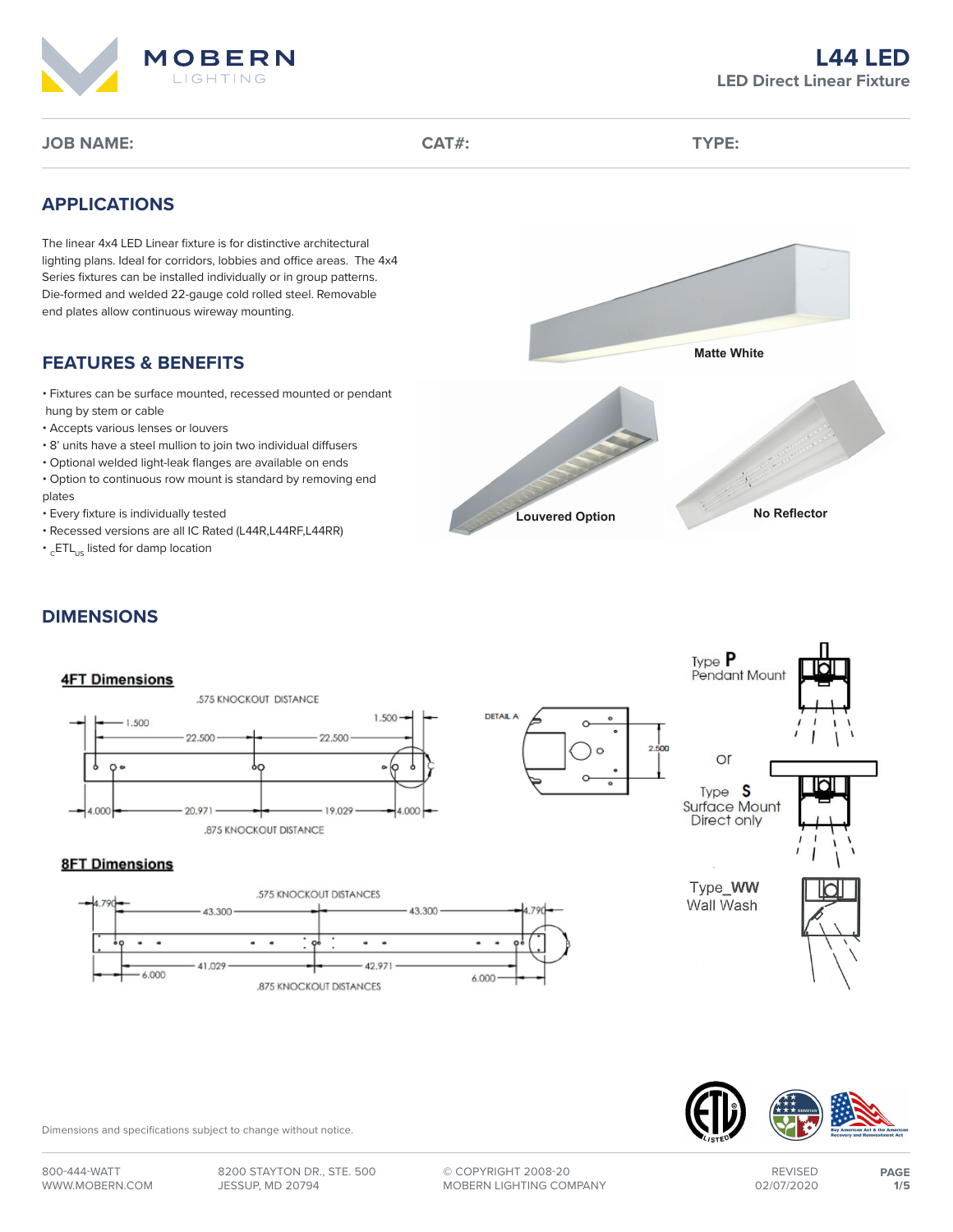# L44 LED

## LED Direct Linear Fixture

**JOB NAME:** **CAT#:** **TYPE:**

## APPLICATIONS

The linear 4x4 LED Linear fixture is for distinctive architectural lighting plans. Ideal for corridors, lobbies and office areas. The 4x4 Series fixtures can be installed individually or in group patterns. Die-formed and welded 22-gauge cold rolled steel. Removable end plates allow continuous wireway mounting.

Matte White

Louvered Option

No Reflector

## FEATURES & BENEFITS

- Fixtures can be surface mounted, recessed mounted or pendant hung by stem or cable
- Accepts various lenses or louvers
- 8' units have a steel mullion to join two individual diffusers
- Optional welded light-leak flanges are available on ends
- Option to continuous row mount is standard by removing end plates
- Every fixture is individually tested
- Recessed versions are all IC Rated (L44R,L44RF,L44RR)
- $_{c}$ETL$_{us}$ listed for damp location

## DIMENSIONS

**4FT Dimensions**

.575 KNOCKOUT DISTANCE

1.500 — 22.500 — 22.500 — 1.500

4.000 — 20.971 — 19.029 — 4.000

.875 KNOCKOUT DISTANCE

DETAIL A

2.500

**8FT Dimensions**

.575 KNOCKOUT DISTANCES

4.790 — 43.300 — 43.300 — 4.790

6.000 — 41.029 — 42.971 — 6.000

.875 KNOCKOUT DISTANCES

Type **P**
Pendant Mount

or

Type **S**
Surface Mount
Direct only

Type_**WW**
Wall Wash

Dimensions and specifications subject to change without notice.

800-444-WATT
WWW.MOBERN.COM

8200 STAYTON DR., STE. 500
JESSUP, MD 20794

© COPYRIGHT 2008-20
MOBERN LIGHTING COMPANY

REVISED
02/07/2020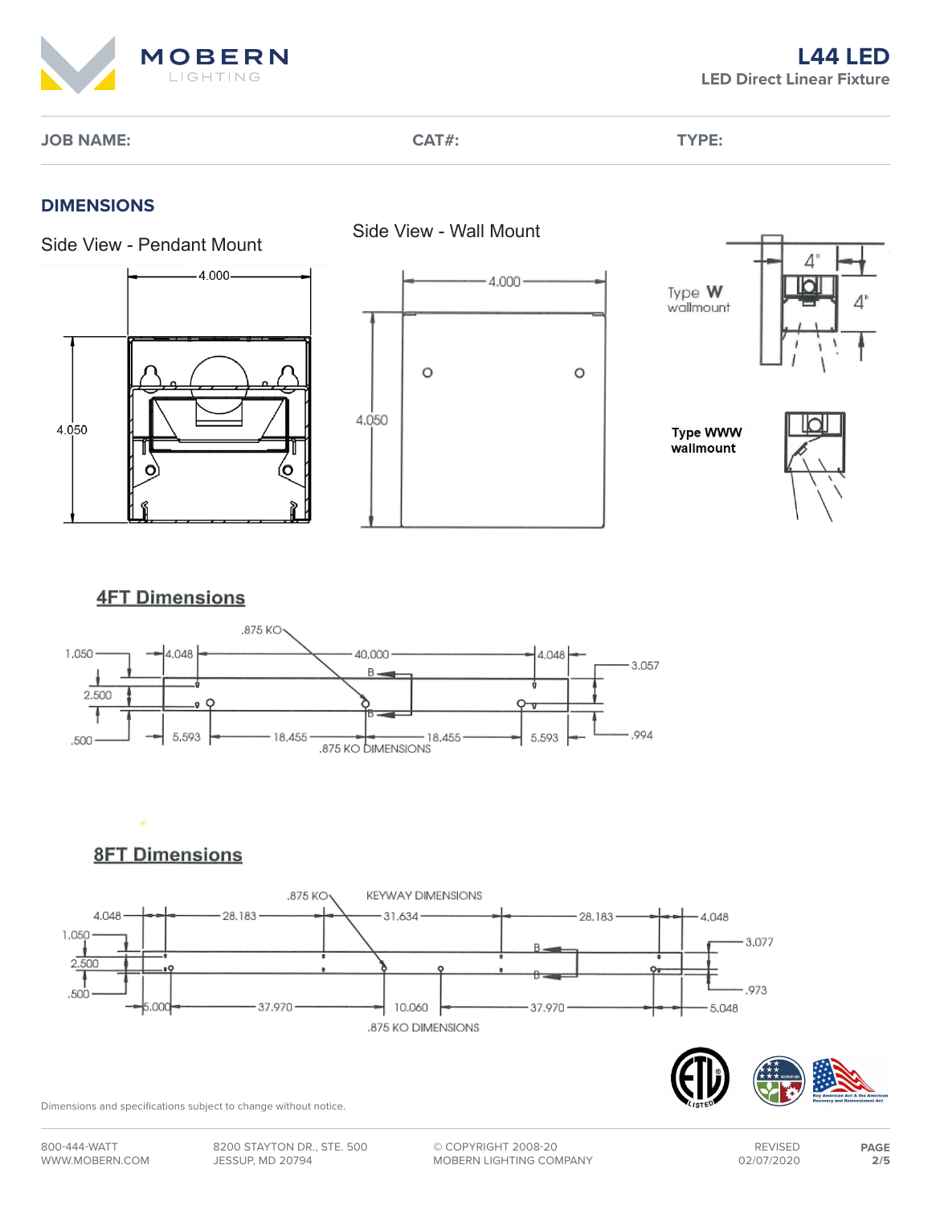# L44 LED
LED Direct Linear Fixture

**JOB NAME:** **CAT#:** **TYPE:**

## DIMENSIONS

### Side View - Pendant Mount

4.000

4.050

### Side View - Wall Mount

4.000

4.050

Type **W** wallmount

4"

4"

**Type WWW wallmount**

### 4FT Dimensions

.875 KO

1.050 — 4.048 — 40.000 — 4.048 — 3.057

B

2.500

B

.500 — 5.593 — 18.455 — 18.455 — 5.593 — .994

.875 KO DIMENSIONS

### 8FT Dimensions

.875 KO — KEYWAY DIMENSIONS

4.048 — 28.183 — 31.634 — 28.183 — 4.048

1.050 — 3.077

B

2.500

B

.500 — .973

5.000 — 37.970 — 10.060 — 37.970 — 5.048

.875 KO DIMENSIONS

Dimensions and specifications subject to change without notice.

800-444-WATT
WWW.MOBERN.COM

8200 STAYTON DR., STE. 500
JESSUP, MD 20794

© COPYRIGHT 2008-20
MOBERN LIGHTING COMPANY

REVISED
02/07/2020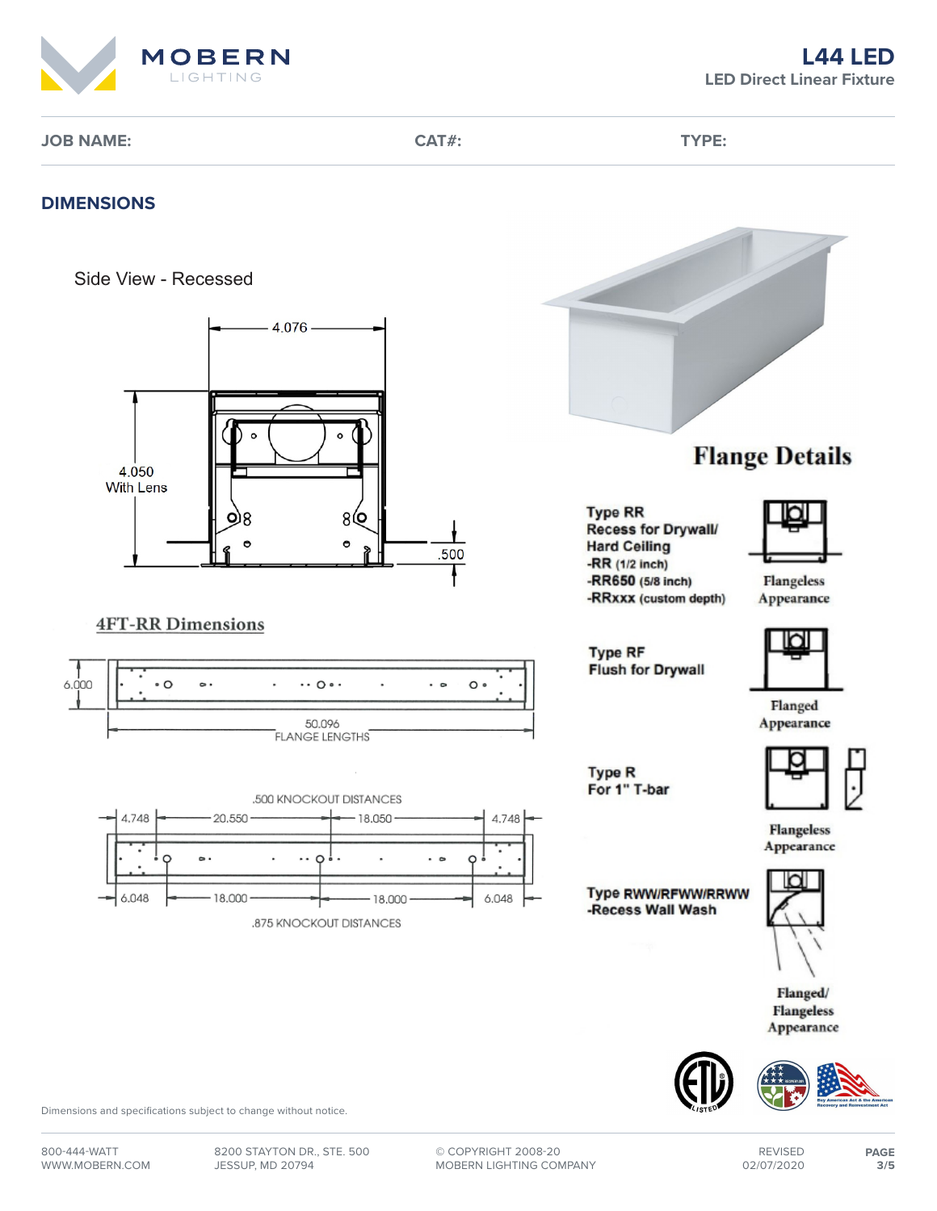# L44 LED

LED Direct Linear Fixture

**JOB NAME:** **CAT#:** **TYPE:**

## DIMENSIONS

Side View - Recessed

4.076

4.050 With Lens

.500

4FT-RR Dimensions

6.000

50.096 FLANGE LENGTHS

.500 KNOCKOUT DISTANCES

4.748 — 20.550 — 18.050 — 4.748

6.048 — 18.000 — 18.000 — 6.048

.875 KNOCKOUT DISTANCES

## Flange Details

**Type RR**
**Recess for Drywall/ Hard Ceiling**
**-RR** (1/2 inch)
**-RR650** (5/8 inch)
**-RRxxx** (custom depth)

Flangeless Appearance

**Type RF**
**Flush for Drywall**

Flanged Appearance

**Type R**
**For 1" T-bar**

Flangeless Appearance

**Type RWW/RFWW/RRWW**
**-Recess Wall Wash**

Flanged/ Flangeless Appearance

Dimensions and specifications subject to change without notice.

800-444-WATT
WWW.MOBERN.COM

8200 STAYTON DR., STE. 500
JESSUP, MD 20794

© COPYRIGHT 2008-20
MOBERN LIGHTING COMPANY

REVISED
02/07/2020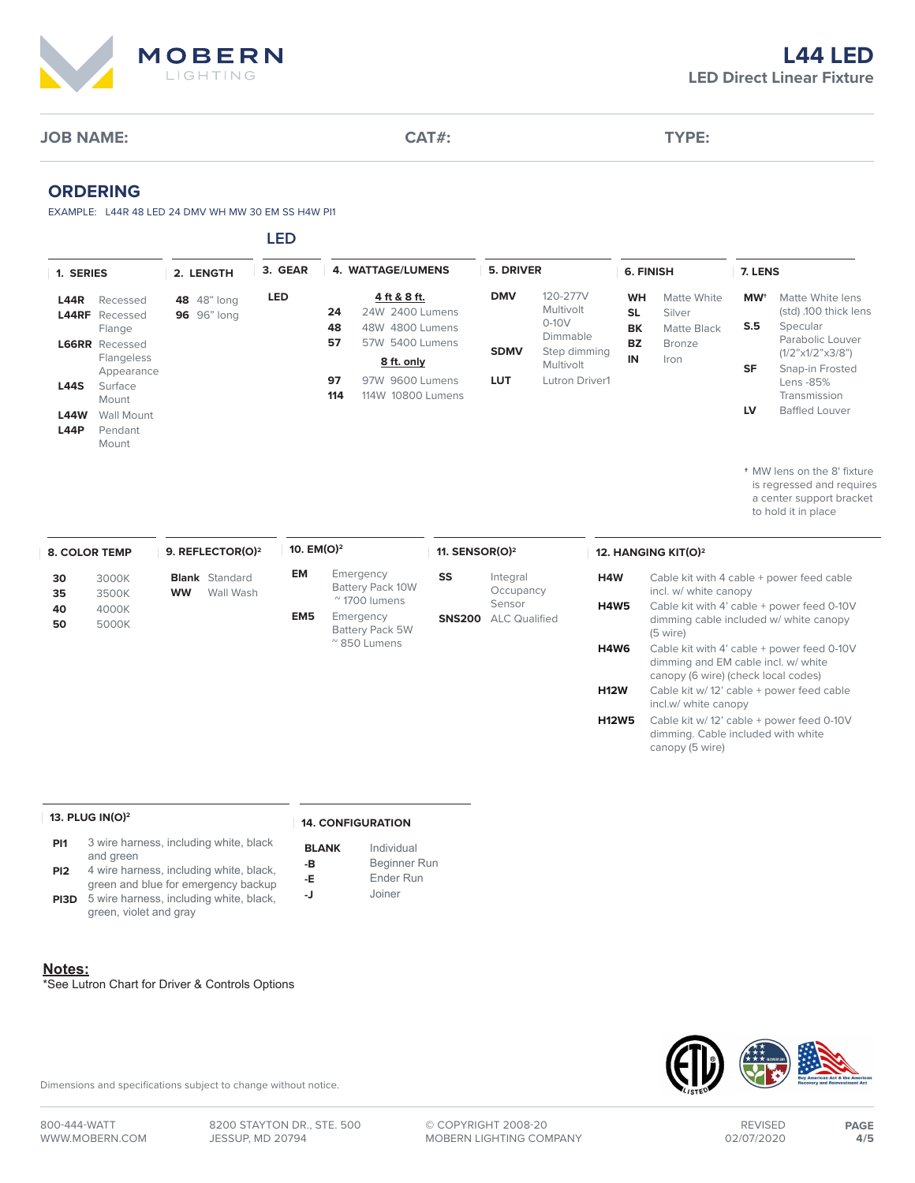# L44 LED

## LED Direct Linear Fixture

**JOB NAME:** **CAT#:** **TYPE:**

## ORDERING

EXAMPLE: L44R 48 LED 24 DMV WH MW 30 EM SS H4W PI1

### 1. SERIES

| Code | Description |
|---|---|
| **L44R** | Recessed |
| **L44RF** | Recessed Flange |
| **L66RR** | Recessed Flangeless Appearance |
| **L44S** | Surface Mount |
| **L44W** | Wall Mount |
| **L44P** | Pendant Mount |

### 2. LENGTH

| Code | Description |
|---|---|
| **48** | 48" long |
| **96** | 96" long |

### 3. GEAR (LED)

| Code |
|---|
| **LED** |

### 4. WATTAGE/LUMENS

**4 ft & 8 ft.**

| Code | Description |
|---|---|
| **24** | 24W 2400 Lumens |
| **48** | 48W 4800 Lumens |
| **57** | 57W 5400 Lumens |

**8 ft. only**

| Code | Description |
|---|---|
| **97** | 97W 9600 Lumens |
| **114** | 114W 10800 Lumens |

### 5. DRIVER

| Code | Description |
|---|---|
| **DMV** | 120-277V Multivolt 0-10V Dimmable |
| **SDMV** | Step dimming Multivolt |
| **LUT** | Lutron Driver1 |

### 6. FINISH

| Code | Description |
|---|---|
| **WH** | Matte White |
| **SL** | Silver |
| **BK** | Matte Black |
| **BZ** | Bronze |
| **IN** | Iron |

### 7. LENS

| Code | Description |
|---|---|
| **MW†** | Matte White lens (std) .100 thick lens |
| **S.5** | Specular Parabolic Louver (1/2"x1/2"x3/8") |
| **SF** | Snap-in Frosted Lens -85% Transmission |
| **LV** | Baffled Louver |

† MW lens on the 8' fixture is regressed and requires a center support bracket to hold it in place

### 8. COLOR TEMP

| Code | Description |
|---|---|
| **30** | 3000K |
| **35** | 3500K |
| **40** | 4000K |
| **50** | 5000K |

### 9. REFLECTOR(O)[2]

| Code | Description |
|---|---|
| **Blank** | Standard |
| **WW** | Wall Wash |

### 10. EM(O)[2]

| Code | Description |
|---|---|
| **EM** | Emergency Battery Pack 10W ~ 1700 lumens |
| **EM5** | Emergency Battery Pack 5W ~ 850 Lumens |

### 11. SENSOR(O)[2]

| Code | Description |
|---|---|
| **SS** | Integral Occupancy Sensor |
| **SNS200** | ALC Qualified |

### 12. HANGING KIT(O)[2]

| Code | Description |
|---|---|
| **H4W** | Cable kit with 4 cable + power feed cable incl. w/ white canopy |
| **H4W5** | Cable kit with 4' cable + power feed 0-10V dimming cable included w/ white canopy (5 wire) |
| **H4W6** | Cable kit with 4' cable + power feed 0-10V dimming and EM cable incl. w/ white canopy (6 wire) (check local codes) |
| **H12W** | Cable kit w/ 12' cable + power feed cable incl.w/ white canopy |
| **H12W5** | Cable kit w/ 12' cable + power feed 0-10V dimming. Cable included with white canopy (5 wire) |

### 13. PLUG IN(O)[2]

| Code | Description |
|---|---|
| **PI1** | 3 wire harness, including white, black and green |
| **PI2** | 4 wire harness, including white, black, green and blue for emergency backup |
| **PI3D** | 5 wire harness, including white, black, green, violet and gray |

### 14. CONFIGURATION

| Code | Description |
|---|---|
| **BLANK** | Individual |
| **-B** | Beginner Run |
| **-E** | Ender Run |
| **-J** | Joiner |

## Notes:

*See Lutron Chart for Driver & Controls Options

Dimensions and specifications subject to change without notice.

800-444-WATT
WWW.MOBERN.COM

8200 STAYTON DR., STE. 500
JESSUP, MD 20794

© COPYRIGHT 2008-20
MOBERN LIGHTING COMPANY

REVISED
02/07/2020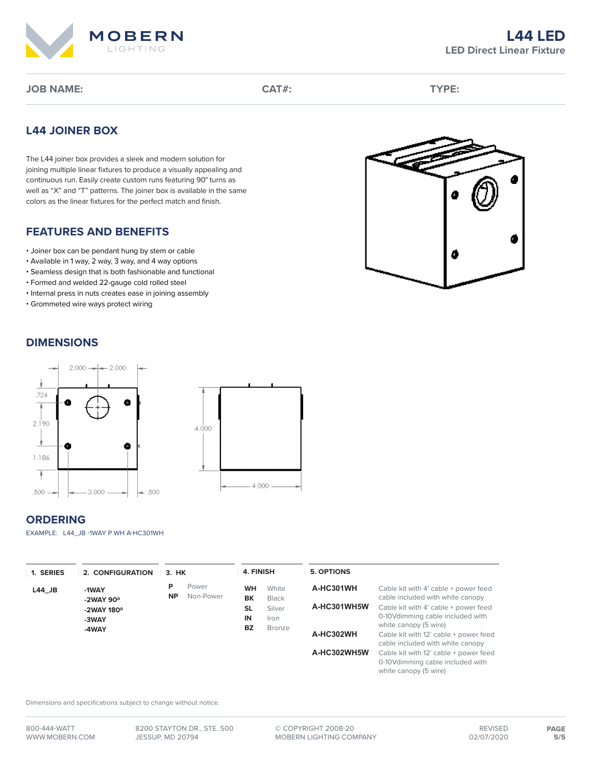**L44 LED**
**LED Direct Linear Fixture**

**JOB NAME:** **CAT#:** **TYPE:**

## L44 JOINER BOX

The L44 joiner box provides a sleek and modern solution for joining multiple linear fixtures to produce a visually appealing and continuous run. Easily create custom runs featuring 90° turns as well as "X" and "T" patterns. The joiner box is available in the same colors as the linear fixtures for the perfect match and finish.

## FEATURES AND BENEFITS

- Joiner box can be pendant hung by stem or cable
- Available in 1 way, 2 way, 3 way, and 4 way options
- Seamless design that is both fashionable and functional
- Formed and welded 22-gauge cold rolled steel
- Internal press in nuts creates ease in joining assembly
- Grommeted wire ways protect wiring

## DIMENSIONS

2.000
2.000
.724
2.190
1.186
.500
3.000
.500
4.000
4.000

## ORDERING

EXAMPLE: L44_JB -1WAY P WH A-HC301WH

| 1. SERIES | 2. CONFIGURATION | 3. HK | | 4. FINISH | | 5. OPTIONS | |
|---|---|---|---|---|---|---|---|
| L44_JB | -1WAY | P | Power | WH | White | A-HC301WH | Cable kit with 4' cable + power feed cable included with white canopy |
| | -2WAY 90º | NP | Non-Power | BK | Black | A-HC301WH5W | Cable kit with 4' cable + power feed 0-10Vdimming cable included with white canopy (5 wire) |
| | -2WAY 180º | | | SL | Silver | A-HC302WH | Cable kit with 12' cable + power feed cable included with white canopy |
| | -3WAY | | | IN | Iron | A-HC302WH5W | Cable kit with 12' cable + power feed 0-10Vdimming cable included with white canopy (5 wire) |
| | -4WAY | | | BZ | Bronze | | |

Dimensions and specifications subject to change without notice.

800-444-WATT
WWW.MOBERN.COM

8200 STAYTON DR., STE. 500
JESSUP, MD 20794

© COPYRIGHT 2008-20
MOBERN LIGHTING COMPANY

REVISED
02/07/2020